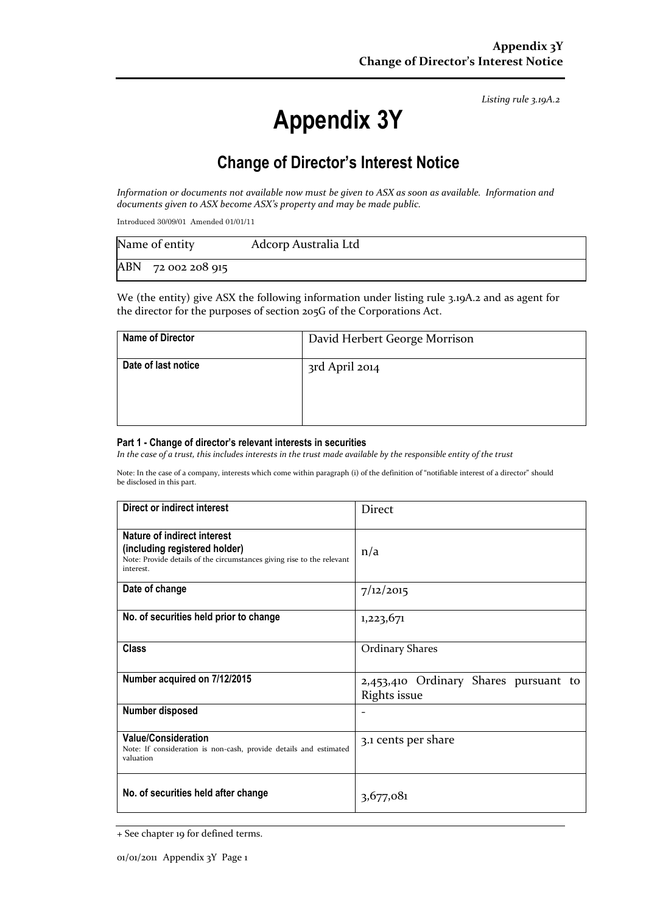*Listing rule 3.19A.2*

# Appendix 3Y

## Change of Director's Interest Notice

*Information or documents not available now must be given to ASX as soon as available. Information and documents given to ASX become ASX's property and may be made public.*

Introduced 30/09/01 Amended 01/01/11

| Name of entity | Adcorp Australia Ltd |
|---|---|
| ABN 72 002 208 915 | |

We (the entity) give ASX the following information under listing rule 3.19A.2 and as agent for the director for the purposes of section 205G of the Corporations Act.

| Name of Director | David Herbert George Morrison |
|---|---|
| Date of last notice | 3rd April 2014 |

### Part 1 - Change of director's relevant interests in securities

*In the case of a trust, this includes interests in the trust made available by the responsible entity of the trust*

Note: In the case of a company, interests which come within paragraph (i) of the definition of "notifiable interest of a director" should be disclosed in this part.

| Direct or indirect interest | Direct |
|---|---|
| **Nature of indirect interest (including registered holder)** Note: Provide details of the circumstances giving rise to the relevant interest. | n/a |
| **Date of change** | 7/12/2015 |
| **No. of securities held prior to change** | 1,223,671 |
| **Class** | Ordinary Shares |
| **Number acquired on 7/12/2015** | 2,453,410 Ordinary Shares pursuant to Rights issue |
| **Number disposed** | - |
| **Value/Consideration** Note: If consideration is non-cash, provide details and estimated valuation | 3.1 cents per share |
| **No. of securities held after change** | 3,677,081 |

+ See chapter 19 for defined terms.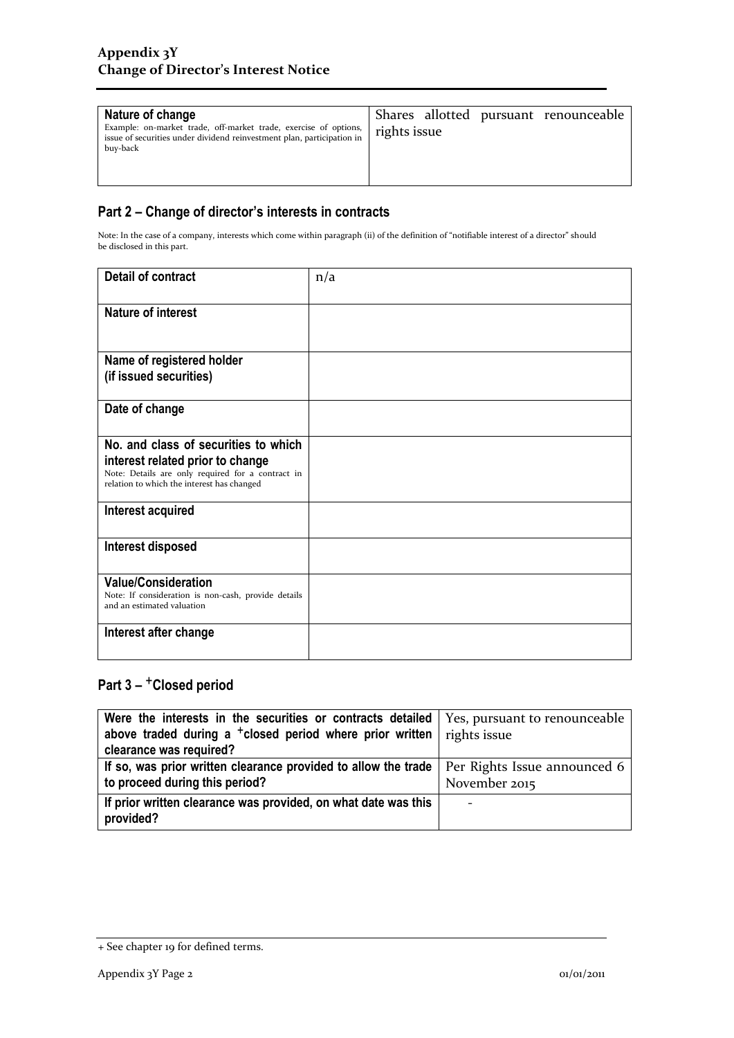| | |
|---|---|
| **Nature of change**<br>Example: on-market trade, off-market trade, exercise of options, issue of securities under dividend reinvestment plan, participation in buy-back | Shares allotted pursuant renounceable rights issue |

## Part 2 – Change of director's interests in contracts

Note: In the case of a company, interests which come within paragraph (ii) of the definition of "notifiable interest of a director" should be disclosed in this part.

| | |
|---|---|
| **Detail of contract** | n/a |
| **Nature of interest** | |
| **Name of registered holder (if issued securities)** | |
| **Date of change** | |
| **No. and class of securities to which interest related prior to change**<br>Note: Details are only required for a contract in relation to which the interest has changed | |
| **Interest acquired** | |
| **Interest disposed** | |
| **Value/Consideration**<br>Note: If consideration is non-cash, provide details and an estimated valuation | |
| **Interest after change** | |

## Part 3 – +Closed period

| | |
|---|---|
| **Were the interests in the securities or contracts detailed above traded during a +closed period where prior written clearance was required?** | Yes, pursuant to renounceable rights issue |
| **If so, was prior written clearance provided to allow the trade to proceed during this period?** | Per Rights Issue announced 6 November 2015 |
| **If prior written clearance was provided, on what date was this provided?** | - |

+ See chapter 19 for defined terms.